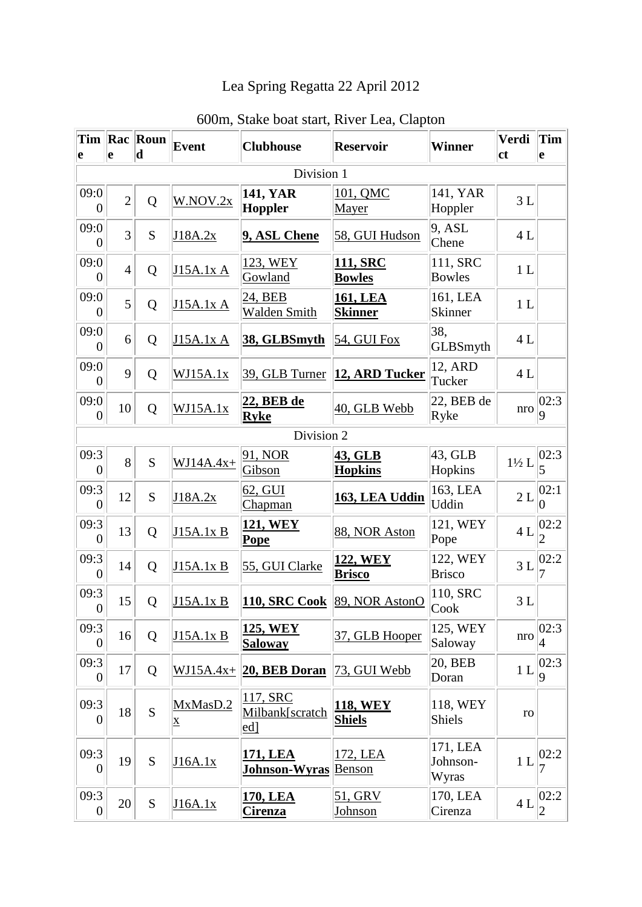# Lea Spring Regatta 22 April 2012

600m, Stake boat start, River Lea, Clapton

| Time | Race | Round | Event | Clubhouse | Reservoir | Winner | Verdict | Time |
|---|---|---|---|---|---|---|---|---|
| Division 1 | | | | | | | | |
| 09:00 | 2 | Q | W.NOV.2x | **141, YAR Hoppler** | 101, QMC Mayer | 141, YAR Hoppler | 3 L | |
| 09:00 | 3 | S | J18A.2x | **9, ASL Chene** | 58, GUI Hudson | 9, ASL Chene | 4 L | |
| 09:00 | 4 | Q | J15A.1x A | 123, WEY Gowland | **111, SRC Bowles** | 111, SRC Bowles | 1 L | |
| 09:00 | 5 | Q | J15A.1x A | 24, BEB Walden Smith | **161, LEA Skinner** | 161, LEA Skinner | 1 L | |
| 09:00 | 6 | Q | J15A.1x A | **38, GLBSmyth** | 54, GUI Fox | 38, GLBSmyth | 4 L | |
| 09:00 | 9 | Q | WJ15A.1x | 39, GLB Turner | **12, ARD Tucker** | 12, ARD Tucker | 4 L | |
| 09:00 | 10 | Q | WJ15A.1x | **22, BEB de Ryke** | 40, GLB Webb | 22, BEB de Ryke | nro | 02:39 |
| Division 2 | | | | | | | | |
| 09:30 | 8 | S | WJ14A.4x+ | 91, NOR Gibson | **43, GLB Hopkins** | 43, GLB Hopkins | 1½ L | 02:35 |
| 09:30 | 12 | S | J18A.2x | 62, GUI Chapman | **163, LEA Uddin** | 163, LEA Uddin | 2 L | 02:10 |
| 09:30 | 13 | Q | J15A.1x B | **121, WEY Pope** | 88, NOR Aston | 121, WEY Pope | 4 L | 02:22 |
| 09:30 | 14 | Q | J15A.1x B | 55, GUI Clarke | **122, WEY Brisco** | 122, WEY Brisco | 3 L | 02:27 |
| 09:30 | 15 | Q | J15A.1x B | **110, SRC Cook** | 89, NOR AstonO | 110, SRC Cook | 3 L | |
| 09:30 | 16 | Q | J15A.1x B | **125, WEY Saloway** | 37, GLB Hooper | 125, WEY Saloway | nro | 02:34 |
| 09:30 | 17 | Q | WJ15A.4x+ | **20, BEB Doran** | 73, GUI Webb | 20, BEB Doran | 1 L | 02:39 |
| 09:30 | 18 | S | MxMasD.2x | 117, SRC Milbank[scratched] | **118, WEY Shiels** | 118, WEY Shiels | ro | |
| 09:30 | 19 | S | J16A.1x | **171, LEA Johnson-Wyras** | 172, LEA Benson | 171, LEA Johnson-Wyras | 1 L | 02:27 |
| 09:30 | 20 | S | J16A.1x | **170, LEA Cirenza** | 51, GRV Johnson | 170, LEA Cirenza | 4 L | 02:22 |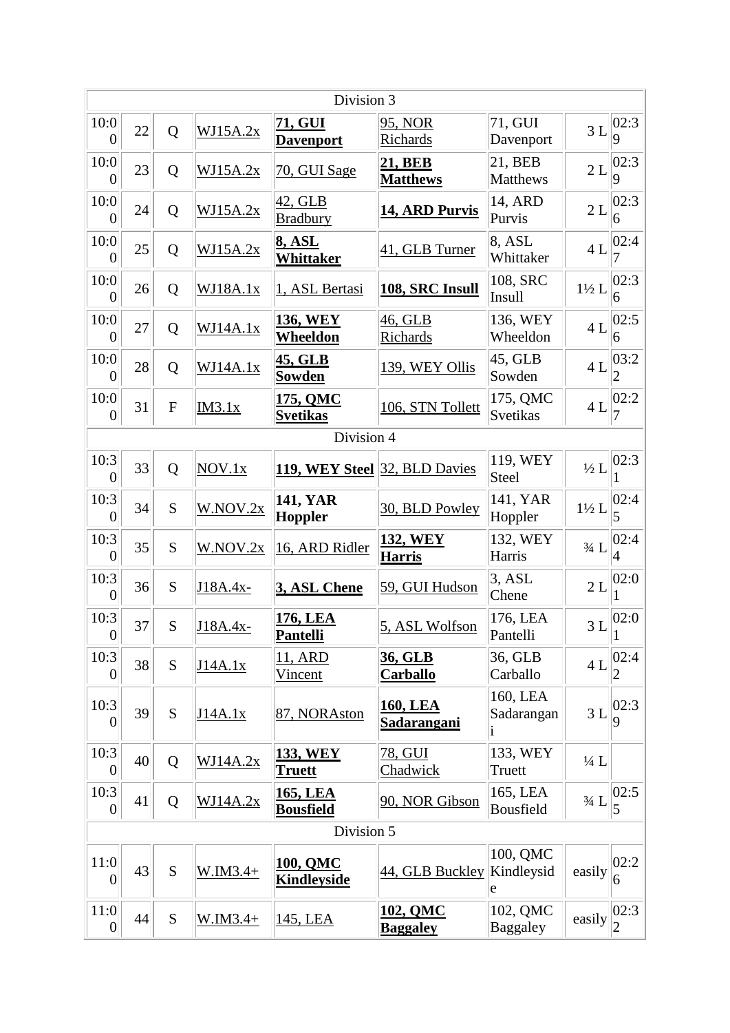| | | | | | | | | |
|---|---|---|---|---|---|---|---|---|
| Division 3 | | | | | | | | |
| 10:00 | 22 | Q | WJ15A.2x | **71, GUI Davenport** | 95, NOR Richards | 71, GUI Davenport | 3 L | 02:39 |
| 10:00 | 23 | Q | WJ15A.2x | 70, GUI Sage | **21, BEB Matthews** | 21, BEB Matthews | 2 L | 02:39 |
| 10:00 | 24 | Q | WJ15A.2x | 42, GLB Bradbury | **14, ARD Purvis** | 14, ARD Purvis | 2 L | 02:36 |
| 10:00 | 25 | Q | WJ15A.2x | **8, ASL Whittaker** | 41, GLB Turner | 8, ASL Whittaker | 4 L | 02:47 |
| 10:00 | 26 | Q | WJ18A.1x | 1, ASL Bertasi | **108, SRC Insull** | 108, SRC Insull | 1½ L | 02:36 |
| 10:00 | 27 | Q | WJ14A.1x | **136, WEY Wheeldon** | 46, GLB Richards | 136, WEY Wheeldon | 4 L | 02:56 |
| 10:00 | 28 | Q | WJ14A.1x | **45, GLB Sowden** | 139, WEY Ollis | 45, GLB Sowden | 4 L | 03:22 |
| 10:00 | 31 | F | IM3.1x | **175, QMC Svetikas** | 106, STN Tollett | 175, QMC Svetikas | 4 L | 02:27 |
| Division 4 | | | | | | | | |
| 10:30 | 33 | Q | NOV.1x | **119, WEY Steel** | 32, BLD Davies | 119, WEY Steel | ½ L | 02:31 |
| 10:30 | 34 | S | W.NOV.2x | **141, YAR Hoppler** | 30, BLD Powley | 141, YAR Hoppler | 1½ L | 02:45 |
| 10:30 | 35 | S | W.NOV.2x | 16, ARD Ridler | **132, WEY Harris** | 132, WEY Harris | ¾ L | 02:44 |
| 10:30 | 36 | S | J18A.4x- | **3, ASL Chene** | 59, GUI Hudson | 3, ASL Chene | 2 L | 02:01 |
| 10:30 | 37 | S | J18A.4x- | **176, LEA Pantelli** | 5, ASL Wolfson | 176, LEA Pantelli | 3 L | 02:01 |
| 10:30 | 38 | S | J14A.1x | 11, ARD Vincent | **36, GLB Carballo** | 36, GLB Carballo | 4 L | 02:42 |
| 10:30 | 39 | S | J14A.1x | 87, NORAston | **160, LEA Sadarangani** | 160, LEA Sadarangani | 3 L | 02:39 |
| 10:30 | 40 | Q | WJ14A.2x | **133, WEY Truett** | 78, GUI Chadwick | 133, WEY Truett | ¼ L | |
| 10:30 | 41 | Q | WJ14A.2x | **165, LEA Bousfield** | 90, NOR Gibson | 165, LEA Bousfield | ¾ L | 02:55 |
| Division 5 | | | | | | | | |
| 11:00 | 43 | S | W.IM3.4+ | **100, QMC Kindleyside** | 44, GLB Buckley | 100, QMC Kindleyside | easily | 02:26 |
| 11:00 | 44 | S | W.IM3.4+ | 145, LEA | **102, QMC Baggaley** | 102, QMC Baggaley | easily | 02:32 |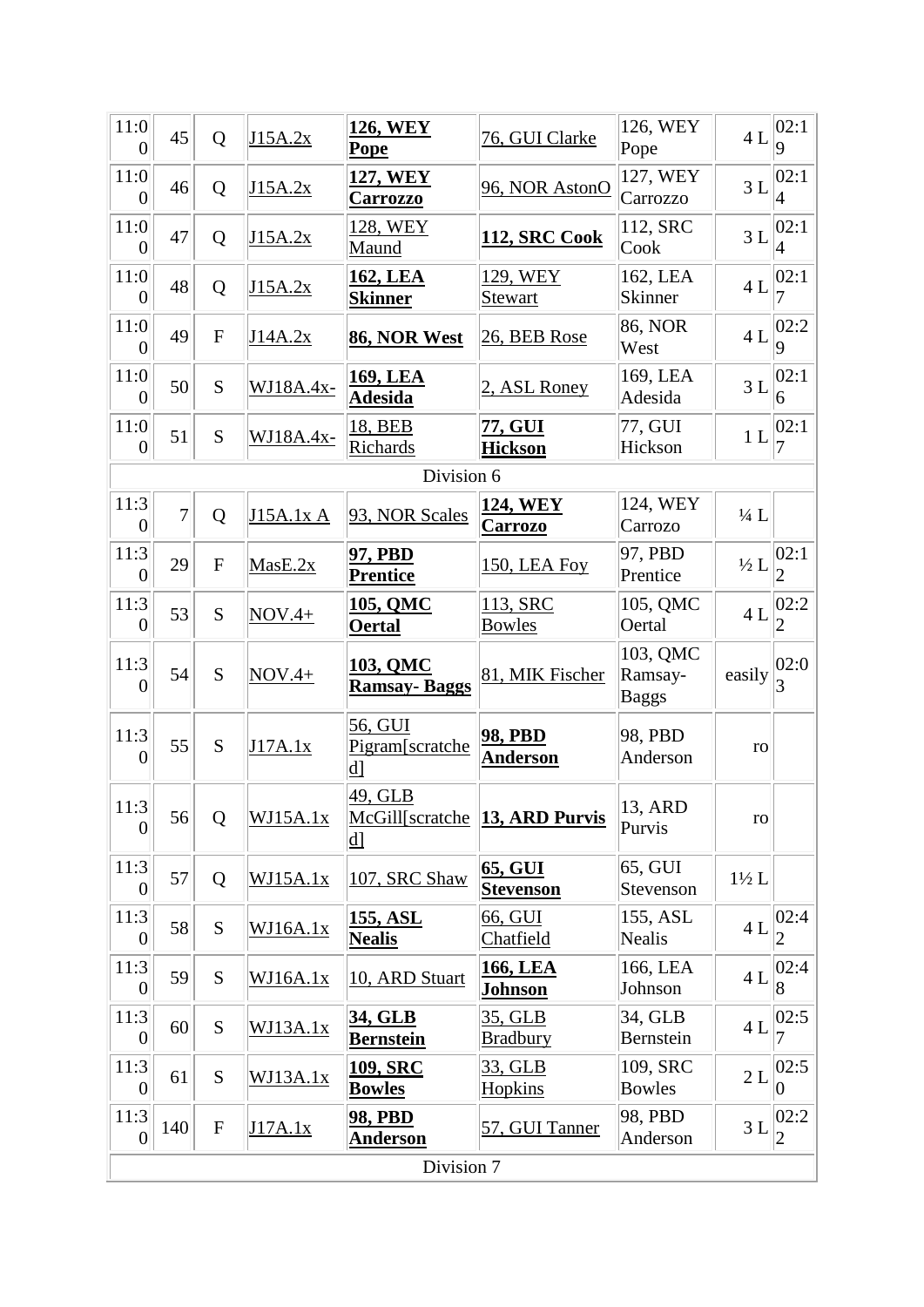| | | | | | | | | |
|---|---|---|---|---|---|---|---|---|
| 11:00 | 45 | Q | J15A.2x | **126, WEY Pope** | 76, GUI Clarke | 126, WEY Pope | 4 L | 02:19 |
| 11:00 | 46 | Q | J15A.2x | **127, WEY Carrozzo** | 96, NOR AstonO | 127, WEY Carrozzo | 3 L | 02:14 |
| 11:00 | 47 | Q | J15A.2x | 128, WEY Maund | **112, SRC Cook** | 112, SRC Cook | 3 L | 02:14 |
| 11:00 | 48 | Q | J15A.2x | **162, LEA Skinner** | 129, WEY Stewart | 162, LEA Skinner | 4 L | 02:17 |
| 11:00 | 49 | F | J14A.2x | **86, NOR West** | 26, BEB Rose | 86, NOR West | 4 L | 02:29 |
| 11:00 | 50 | S | WJ18A.4x- | **169, LEA Adesida** | 2, ASL Roney | 169, LEA Adesida | 3 L | 02:16 |
| 11:00 | 51 | S | WJ18A.4x- | 18, BEB Richards | **77, GUI Hickson** | 77, GUI Hickson | 1 L | 02:17 |
| Division 6 | | | | | | | | |
| 11:30 | 7 | Q | J15A.1x A | 93, NOR Scales | **124, WEY Carrozo** | 124, WEY Carrozo | ¼ L | |
| 11:30 | 29 | F | MasE.2x | **97, PBD Prentice** | 150, LEA Foy | 97, PBD Prentice | ½ L | 02:12 |
| 11:30 | 53 | S | NOV.4+ | **105, QMC Oertal** | 113, SRC Bowles | 105, QMC Oertal | 4 L | 02:22 |
| 11:30 | 54 | S | NOV.4+ | **103, QMC Ramsay- Baggs** | 81, MIK Fischer | 103, QMC Ramsay-Baggs | easily | 02:03 |
| 11:30 | 55 | S | J17A.1x | 56, GUI Pigram[scratched] | **98, PBD Anderson** | 98, PBD Anderson | ro | |
| 11:30 | 56 | Q | WJ15A.1x | 49, GLB McGill[scratched] | **13, ARD Purvis** | 13, ARD Purvis | ro | |
| 11:30 | 57 | Q | WJ15A.1x | 107, SRC Shaw | **65, GUI Stevenson** | 65, GUI Stevenson | 1½ L | |
| 11:30 | 58 | S | WJ16A.1x | **155, ASL Nealis** | 66, GUI Chatfield | 155, ASL Nealis | 4 L | 02:42 |
| 11:30 | 59 | S | WJ16A.1x | 10, ARD Stuart | **166, LEA Johnson** | 166, LEA Johnson | 4 L | 02:48 |
| 11:30 | 60 | S | WJ13A.1x | **34, GLB Bernstein** | 35, GLB Bradbury | 34, GLB Bernstein | 4 L | 02:57 |
| 11:30 | 61 | S | WJ13A.1x | **109, SRC Bowles** | 33, GLB Hopkins | 109, SRC Bowles | 2 L | 02:50 |
| 11:30 | 140 | F | J17A.1x | **98, PBD Anderson** | 57, GUI Tanner | 98, PBD Anderson | 3 L | 02:22 |
| Division 7 | | | | | | | | |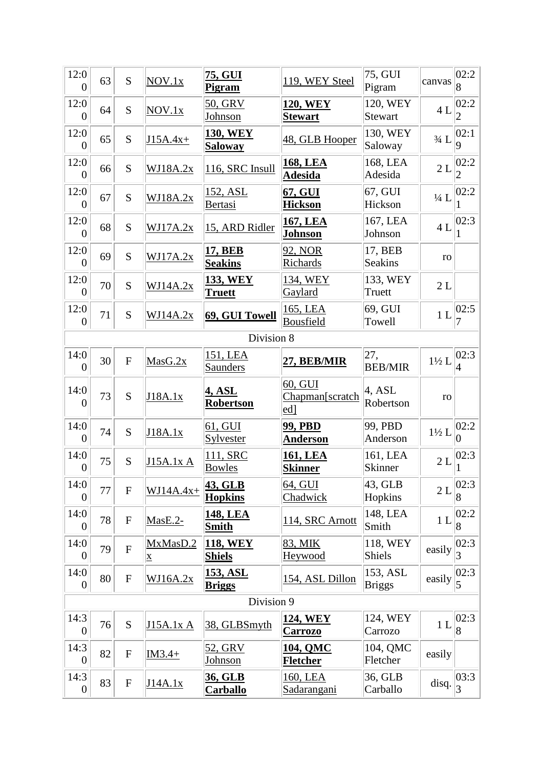| | | | | | | | | |
|---|---|---|---|---|---|---|---|---|
| 12:00 | 63 | S | NOV.1x | **75, GUI Pigram** | 119, WEY Steel | 75, GUI Pigram | canvas | 02:28 |
| 12:00 | 64 | S | NOV.1x | 50, GRV Johnson | **120, WEY Stewart** | 120, WEY Stewart | 4 L | 02:22 |
| 12:00 | 65 | S | J15A.4x+ | **130, WEY Saloway** | 48, GLB Hooper | 130, WEY Saloway | ¾ L | 02:19 |
| 12:00 | 66 | S | WJ18A.2x | 116, SRC Insull | **168, LEA Adesida** | 168, LEA Adesida | 2 L | 02:22 |
| 12:00 | 67 | S | WJ18A.2x | 152, ASL Bertasi | **67, GUI Hickson** | 67, GUI Hickson | ¼ L | 02:21 |
| 12:00 | 68 | S | WJ17A.2x | 15, ARD Ridler | **167, LEA Johnson** | 167, LEA Johnson | 4 L | 02:31 |
| 12:00 | 69 | S | WJ17A.2x | **17, BEB Seakins** | 92, NOR Richards | 17, BEB Seakins | ro | |
| 12:00 | 70 | S | WJ14A.2x | **133, WEY Truett** | 134, WEY Gaylard | 133, WEY Truett | 2 L | |
| 12:00 | 71 | S | WJ14A.2x | **69, GUI Towell** | 165, LEA Bousfield | 69, GUI Towell | 1 L | 02:57 |
| Division 8 | | | | | | | | |
| 14:00 | 30 | F | MasG.2x | 151, LEA Saunders | **27, BEB/MIR** | 27, BEB/MIR | 1½ L | 02:34 |
| 14:00 | 73 | S | J18A.1x | **4, ASL Robertson** | 60, GUI Chapman[scratched] | 4, ASL Robertson | ro | |
| 14:00 | 74 | S | J18A.1x | 61, GUI Sylvester | **99, PBD Anderson** | 99, PBD Anderson | 1½ L | 02:20 |
| 14:00 | 75 | S | J15A.1x A | 111, SRC Bowles | **161, LEA Skinner** | 161, LEA Skinner | 2 L | 02:31 |
| 14:00 | 77 | F | WJ14A.4x+ | **43, GLB Hopkins** | 64, GUI Chadwick | 43, GLB Hopkins | 2 L | 02:38 |
| 14:00 | 78 | F | MasE.2- | **148, LEA Smith** | 114, SRC Arnott | 148, LEA Smith | 1 L | 02:28 |
| 14:00 | 79 | F | MxMasD.2x | **118, WEY Shiels** | 83, MIK Heywood | 118, WEY Shiels | easily | 02:33 |
| 14:00 | 80 | F | WJ16A.2x | **153, ASL Briggs** | 154, ASL Dillon | 153, ASL Briggs | easily | 02:35 |
| Division 9 | | | | | | | | |
| 14:30 | 76 | S | J15A.1x A | 38, GLBSmyth | **124, WEY Carrozo** | 124, WEY Carrozo | 1 L | 02:38 |
| 14:30 | 82 | F | IM3.4+ | 52, GRV Johnson | **104, QMC Fletcher** | 104, QMC Fletcher | easily | |
| 14:30 | 83 | F | J14A.1x | **36, GLB Carballo** | 160, LEA Sadarangani | 36, GLB Carballo | disq. | 03:33 |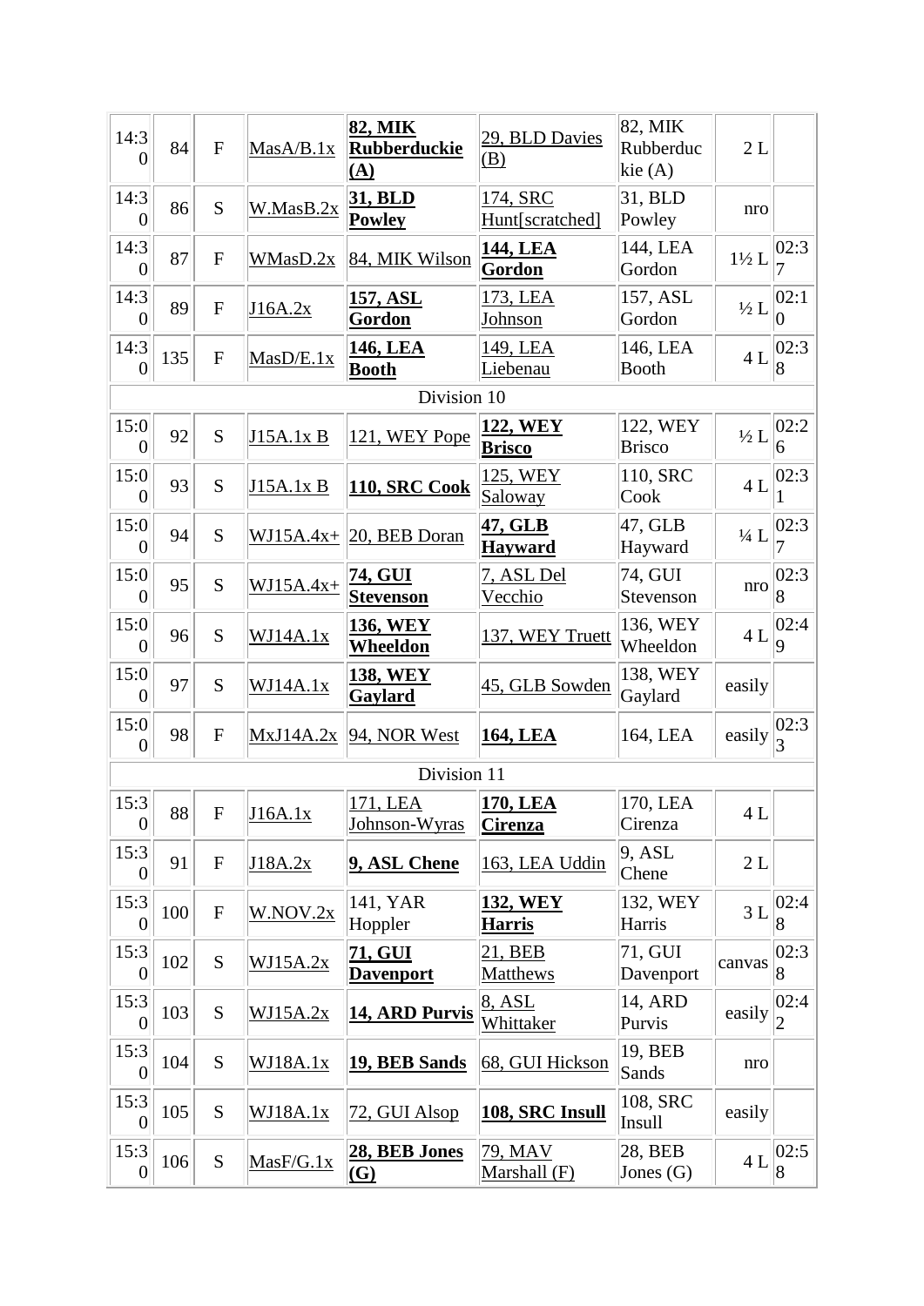| | | | | | | | | |
|---|---|---|---|---|---|---|---|---|
| 14:30 | 84 | F | MasA/B.1x | **82, MIK Rubberduckie (A)** | 29, BLD Davies (B) | 82, MIK Rubberduckie (A) | 2 L | |
| 14:30 | 86 | S | W.MasB.2x | **31, BLD Powley** | 174, SRC Hunt[scratched] | 31, BLD Powley | nro | |
| 14:30 | 87 | F | WMasD.2x | 84, MIK Wilson | **144, LEA Gordon** | 144, LEA Gordon | 1½ L | 02:37 |
| 14:30 | 89 | F | J16A.2x | **157, ASL Gordon** | 173, LEA Johnson | 157, ASL Gordon | ½ L | 02:10 |
| 14:30 | 135 | F | MasD/E.1x | **146, LEA Booth** | 149, LEA Liebenau | 146, LEA Booth | 4 L | 02:38 |
| Division 10 | | | | | | | | |
| 15:00 | 92 | S | J15A.1x B | 121, WEY Pope | **122, WEY Brisco** | 122, WEY Brisco | ½ L | 02:26 |
| 15:00 | 93 | S | J15A.1x B | **110, SRC Cook** | 125, WEY Saloway | 110, SRC Cook | 4 L | 02:31 |
| 15:00 | 94 | S | WJ15A.4x+ | 20, BEB Doran | **47, GLB Hayward** | 47, GLB Hayward | ¼ L | 02:37 |
| 15:00 | 95 | S | WJ15A.4x+ | **74, GUI Stevenson** | 7, ASL Del Vecchio | 74, GUI Stevenson | nro | 02:38 |
| 15:00 | 96 | S | WJ14A.1x | **136, WEY Wheeldon** | 137, WEY Truett | 136, WEY Wheeldon | 4 L | 02:49 |
| 15:00 | 97 | S | WJ14A.1x | **138, WEY Gaylard** | 45, GLB Sowden | 138, WEY Gaylard | easily | |
| 15:00 | 98 | F | MxJ14A.2x | 94, NOR West | **164, LEA** | 164, LEA | easily | 02:33 |
| Division 11 | | | | | | | | |
| 15:30 | 88 | F | J16A.1x | 171, LEA Johnson-Wyras | **170, LEA Cirenza** | 170, LEA Cirenza | 4 L | |
| 15:30 | 91 | F | J18A.2x | **9, ASL Chene** | 163, LEA Uddin | 9, ASL Chene | 2 L | |
| 15:30 | 100 | F | W.NOV.2x | 141, YAR Hoppler | **132, WEY Harris** | 132, WEY Harris | 3 L | 02:48 |
| 15:30 | 102 | S | WJ15A.2x | **71, GUI Davenport** | 21, BEB Matthews | 71, GUI Davenport | canvas | 02:38 |
| 15:30 | 103 | S | WJ15A.2x | **14, ARD Purvis** | 8, ASL Whittaker | 14, ARD Purvis | easily | 02:42 |
| 15:30 | 104 | S | WJ18A.1x | **19, BEB Sands** | 68, GUI Hickson | 19, BEB Sands | nro | |
| 15:30 | 105 | S | WJ18A.1x | 72, GUI Alsop | **108, SRC Insull** | 108, SRC Insull | easily | |
| 15:30 | 106 | S | MasF/G.1x | **28, BEB Jones (G)** | 79, MAV Marshall (F) | 28, BEB Jones (G) | 4 L | 02:58 |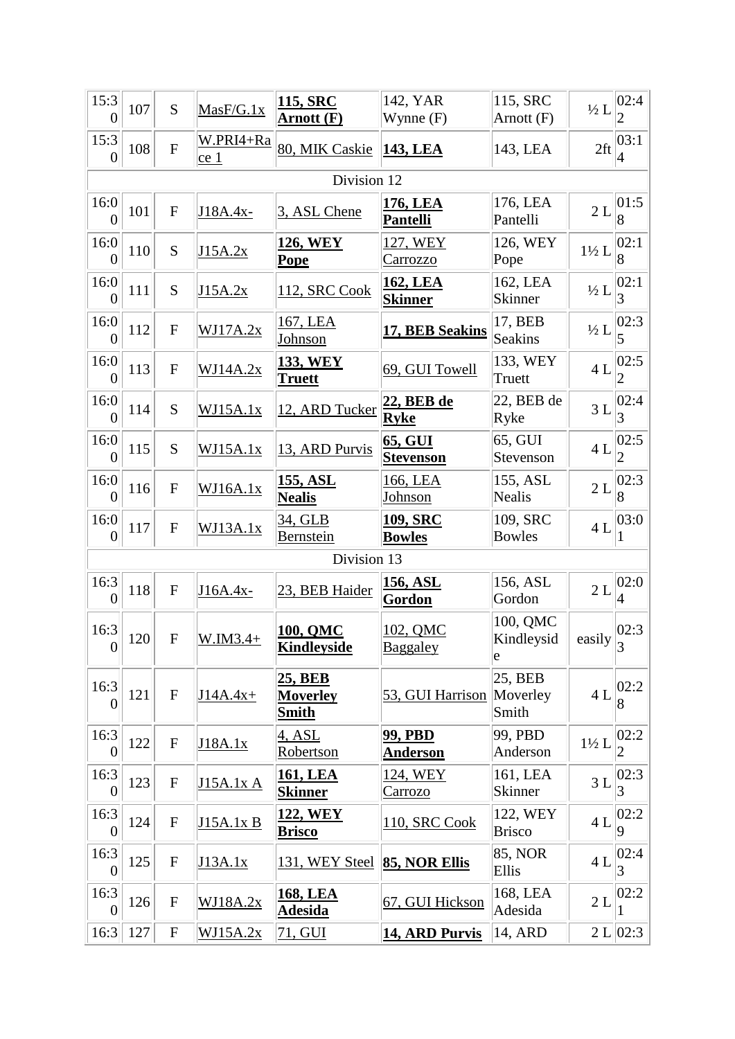| | | | | | | | | |
|---|---|---|---|---|---|---|---|---|
| 15:30 | 107 | S | MasF/G.1x | **115, SRC Arnott (F)** | 142, YAR Wynne (F) | 115, SRC Arnott (F) | ½ L | 02:42 |
| 15:30 | 108 | F | W.PRI4+Race 1 | 80, MIK Caskie | **143, LEA** | 143, LEA | 2ft | 03:14 |
| Division 12 | | | | | | | | |
| 16:00 | 101 | F | J18A.4x- | 3, ASL Chene | **176, LEA Pantelli** | 176, LEA Pantelli | 2 L | 01:58 |
| 16:00 | 110 | S | J15A.2x | **126, WEY Pope** | 127, WEY Carrozzo | 126, WEY Pope | 1½ L | 02:18 |
| 16:00 | 111 | S | J15A.2x | 112, SRC Cook | **162, LEA Skinner** | 162, LEA Skinner | ½ L | 02:13 |
| 16:00 | 112 | F | WJ17A.2x | 167, LEA Johnson | **17, BEB Seakins** | 17, BEB Seakins | ½ L | 02:35 |
| 16:00 | 113 | F | WJ14A.2x | **133, WEY Truett** | 69, GUI Towell | 133, WEY Truett | 4 L | 02:52 |
| 16:00 | 114 | S | WJ15A.1x | 12, ARD Tucker | **22, BEB de Ryke** | 22, BEB de Ryke | 3 L | 02:43 |
| 16:00 | 115 | S | WJ15A.1x | 13, ARD Purvis | **65, GUI Stevenson** | 65, GUI Stevenson | 4 L | 02:52 |
| 16:00 | 116 | F | WJ16A.1x | **155, ASL Nealis** | 166, LEA Johnson | 155, ASL Nealis | 2 L | 02:38 |
| 16:00 | 117 | F | WJ13A.1x | 34, GLB Bernstein | **109, SRC Bowles** | 109, SRC Bowles | 4 L | 03:01 |
| Division 13 | | | | | | | | |
| 16:30 | 118 | F | J16A.4x- | 23, BEB Haider | **156, ASL Gordon** | 156, ASL Gordon | 2 L | 02:04 |
| 16:30 | 120 | F | W.IM3.4+ | **100, QMC Kindleyside** | 102, QMC Baggaley | 100, QMC Kindleyside | easily | 02:33 |
| 16:30 | 121 | F | J14A.4x+ | **25, BEB Moverley Smith** | 53, GUI Harrison | 25, BEB Moverley Smith | 4 L | 02:28 |
| 16:30 | 122 | F | J18A.1x | 4, ASL Robertson | **99, PBD Anderson** | 99, PBD Anderson | 1½ L | 02:22 |
| 16:30 | 123 | F | J15A.1x A | **161, LEA Skinner** | 124, WEY Carrozo | 161, LEA Skinner | 3 L | 02:33 |
| 16:30 | 124 | F | J15A.1x B | **122, WEY Brisco** | 110, SRC Cook | 122, WEY Brisco | 4 L | 02:29 |
| 16:30 | 125 | F | J13A.1x | 131, WEY Steel | **85, NOR Ellis** | 85, NOR Ellis | 4 L | 02:43 |
| 16:30 | 126 | F | WJ18A.2x | **168, LEA Adesida** | 67, GUI Hickson | 168, LEA Adesida | 2 L | 02:21 |
| 16:3 | 127 | F | WJ15A.2x | 71, GUI | **14, ARD Purvis** | 14, ARD | 2 L | 02:3 |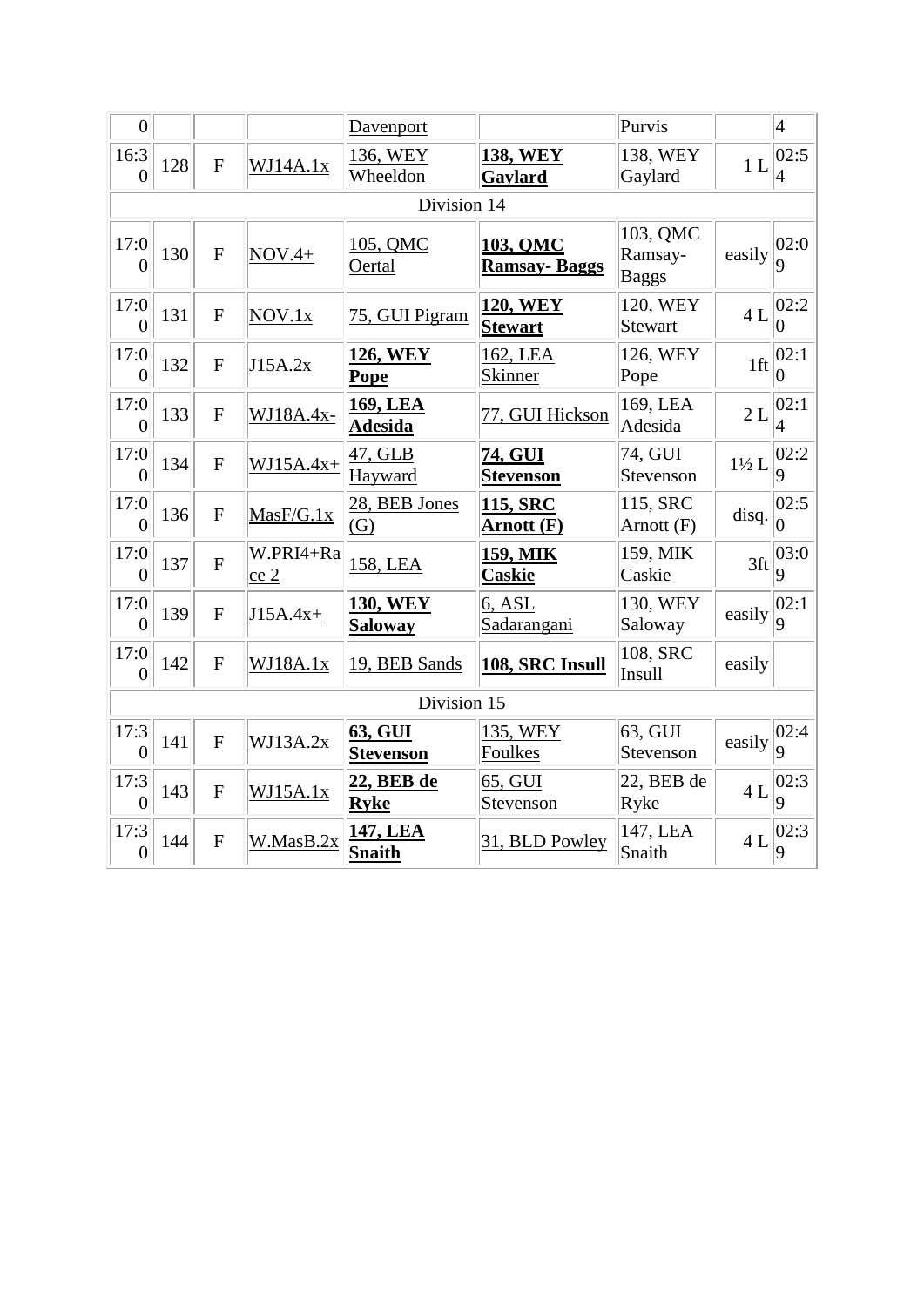| | | | | | | | | |
|---|---|---|---|---|---|---|---|---|
| 0 | | | | Davenport | | Purvis | | 4 |
| 16:30 | 128 | F | WJ14A.1x | 136, WEY Wheeldon | **138, WEY Gaylard** | 138, WEY Gaylard | 1 L | 02:54 |
| Division 14 | | | | | | | | |
| 17:00 | 130 | F | NOV.4+ | 105, QMC Oertal | **103, QMC Ramsay- Baggs** | 103, QMC Ramsay-Baggs | easily | 02:09 |
| 17:00 | 131 | F | NOV.1x | 75, GUI Pigram | **120, WEY Stewart** | 120, WEY Stewart | 4 L | 02:20 |
| 17:00 | 132 | F | J15A.2x | **126, WEY Pope** | 162, LEA Skinner | 126, WEY Pope | 1ft | 02:10 |
| 17:00 | 133 | F | WJ18A.4x- | **169, LEA Adesida** | 77, GUI Hickson | 169, LEA Adesida | 2 L | 02:14 |
| 17:00 | 134 | F | WJ15A.4x+ | 47, GLB Hayward | **74, GUI Stevenson** | 74, GUI Stevenson | 1½ L | 02:29 |
| 17:00 | 136 | F | MasF/G.1x | 28, BEB Jones (G) | **115, SRC Arnott (F)** | 115, SRC Arnott (F) | disq. | 02:50 |
| 17:00 | 137 | F | W.PRI4+Race 2 | 158, LEA | **159, MIK Caskie** | 159, MIK Caskie | 3ft | 03:09 |
| 17:00 | 139 | F | J15A.4x+ | **130, WEY Saloway** | 6, ASL Sadarangani | 130, WEY Saloway | easily | 02:19 |
| 17:00 | 142 | F | WJ18A.1x | 19, BEB Sands | **108, SRC Insull** | 108, SRC Insull | easily | |
| Division 15 | | | | | | | | |
| 17:30 | 141 | F | WJ13A.2x | **63, GUI Stevenson** | 135, WEY Foulkes | 63, GUI Stevenson | easily | 02:49 |
| 17:30 | 143 | F | WJ15A.1x | **22, BEB de Ryke** | 65, GUI Stevenson | 22, BEB de Ryke | 4 L | 02:39 |
| 17:30 | 144 | F | W.MasB.2x | **147, LEA Snaith** | 31, BLD Powley | 147, LEA Snaith | 4 L | 02:39 |